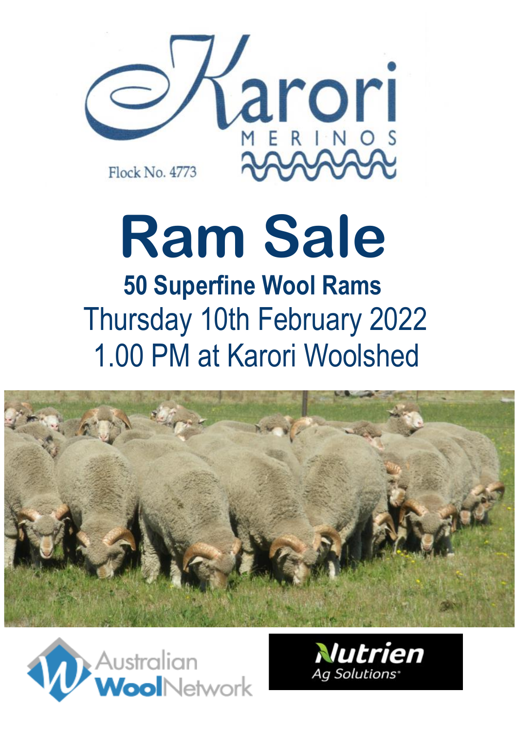Karori

MERINOS

Flock No. 4773

# Ram Sale

## 50 Superfine Wool Rams

Thursday 10th February 2022

1.00 PM at Karori Woolshed

Australian Wool Network

Nutrien Ag Solutions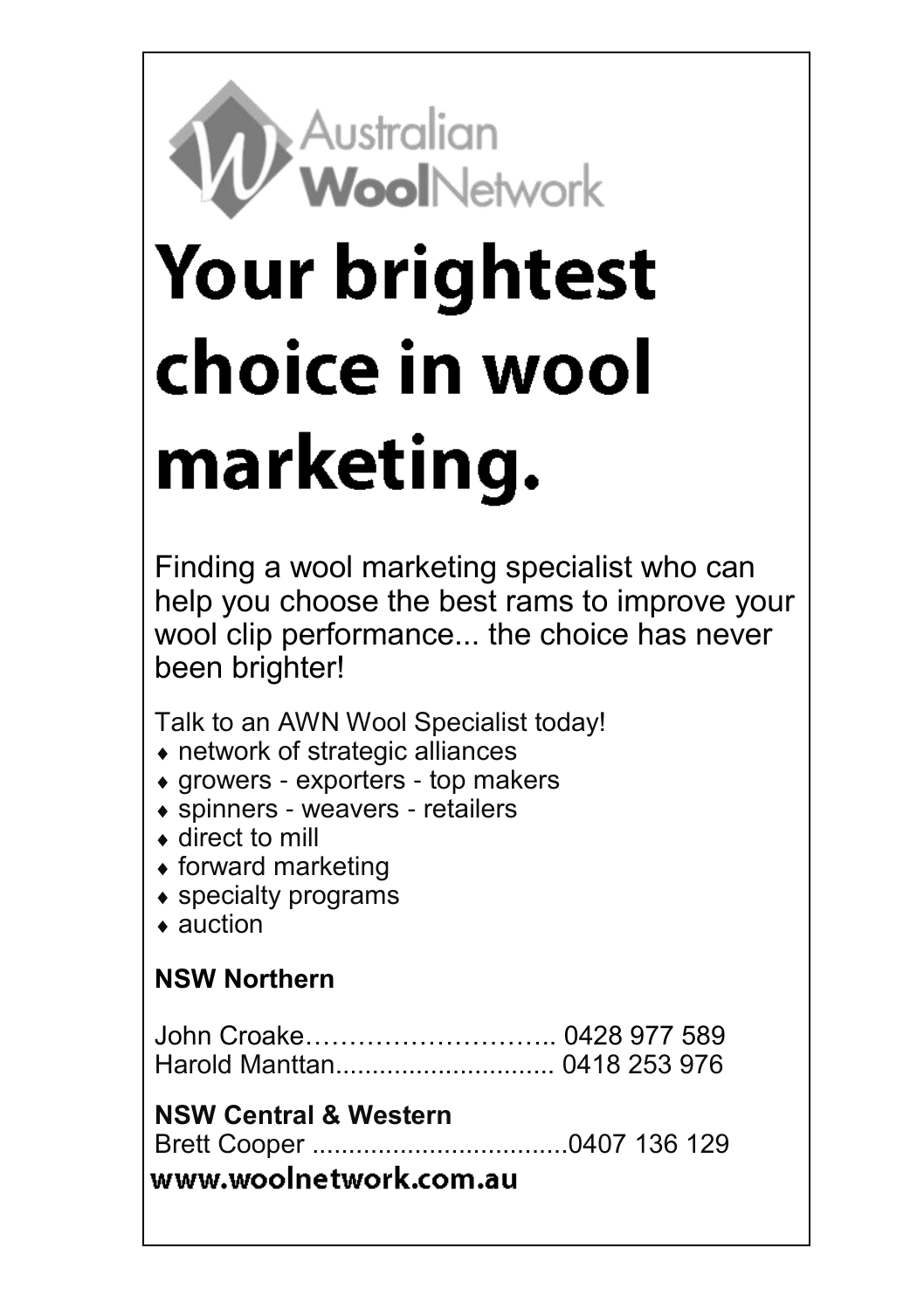Australian **Wool**Network

# Your brightest choice in wool marketing.

Finding a wool marketing specialist who can help you choose the best rams to improve your wool clip performance... the choice has never been brighter!

Talk to an AWN Wool Specialist today!

- network of strategic alliances
- growers - exporters - top makers
- spinners - weavers - retailers
- direct to mill
- forward marketing
- specialty programs
- auction

**NSW Northern**

John Croake………………………... 0428 977 589
Harold Manttan.............................. 0418 253 976

**NSW Central & Western**

Brett Cooper ...................................0407 136 129

**www.woolnetwork.com.au**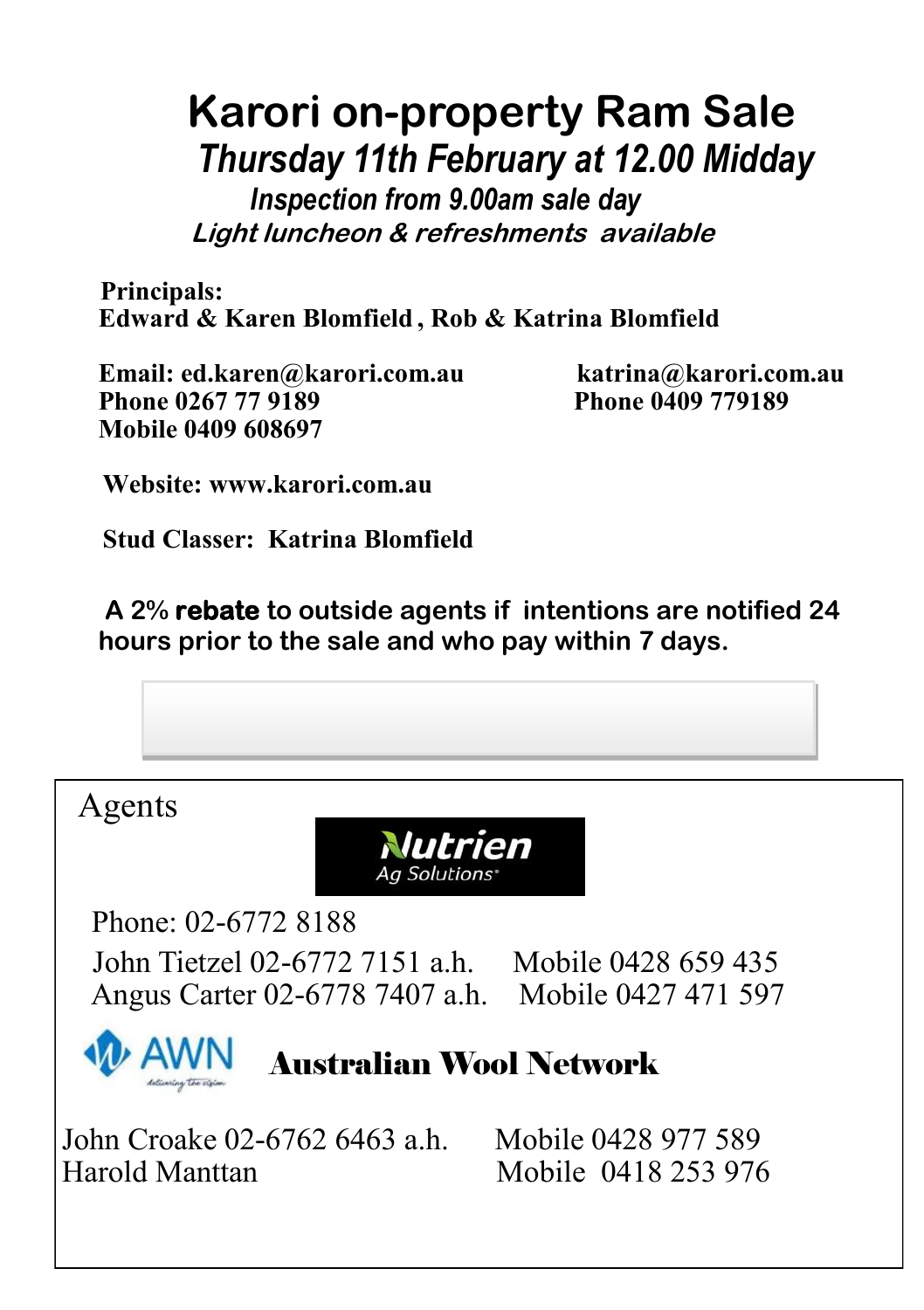# Karori on-property Ram Sale

## *Thursday 11th February at 12.00 Midday*

***Inspection from 9.00am sale day***

***Light luncheon & refreshments available***

**Principals:**
**Edward & Karen Blomfield , Rob & Katrina Blomfield**

**Email: ed.karen@karori.com.au**
**Phone 0267 77 9189**
**Mobile 0409 608697**

**katrina@karori.com.au**
**Phone 0409 779189**

**Website: www.karori.com.au**

**Stud Classer: Katrina Blomfield**

**A 2% rebate to outside agents if intentions are notified 24 hours prior to the sale and who pay within 7 days.**

Agents

**Nutrien**
*Ag Solutions*

Phone: 02-6772 8188

John Tietzel 02-6772 7151 a.h. Mobile 0428 659 435
Angus Carter 02-6778 7407 a.h. Mobile 0427 471 597

AWN
*delivering the vision*

**Australian Wool Network**

John Croake 02-6762 6463 a.h. Mobile 0428 977 589
Harold Manttan Mobile 0418 253 976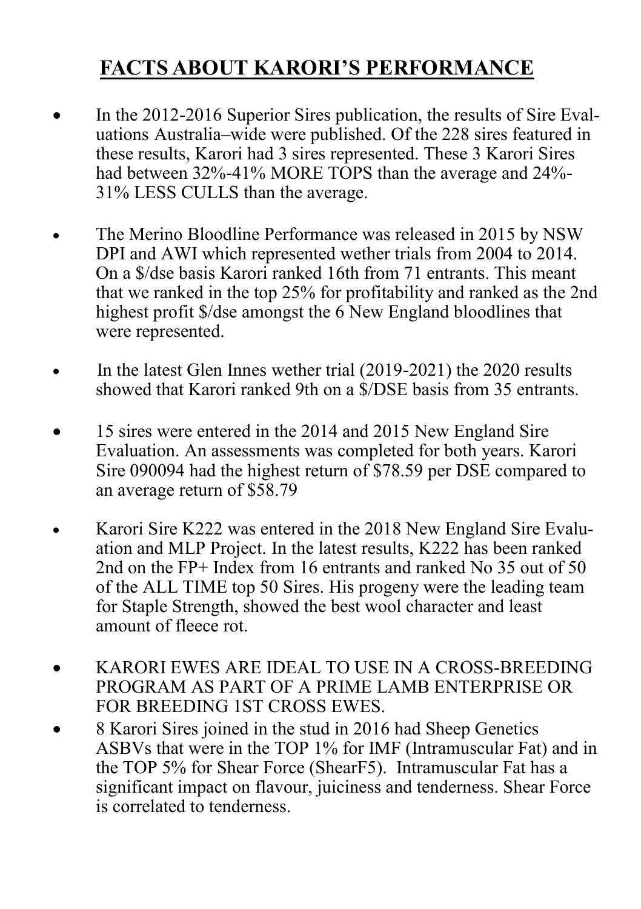# **FACTS ABOUT KARORI'S PERFORMANCE**

- In the 2012-2016 Superior Sires publication, the results of Sire Evaluations Australia–wide were published. Of the 228 sires featured in these results, Karori had 3 sires represented. These 3 Karori Sires had between 32%-41% MORE TOPS than the average and 24%-31% LESS CULLS than the average.

- The Merino Bloodline Performance was released in 2015 by NSW DPI and AWI which represented wether trials from 2004 to 2014. On a $/dse basis Karori ranked 16th from 71 entrants. This meant that we ranked in the top 25% for profitability and ranked as the 2nd highest profit $/dse amongst the 6 New England bloodlines that were represented.

- In the latest Glen Innes wether trial (2019-2021) the 2020 results showed that Karori ranked 9th on a $/DSE basis from 35 entrants.

- 15 sires were entered in the 2014 and 2015 New England Sire Evaluation. An assessments was completed for both years. Karori Sire 090094 had the highest return of $78.59 per DSE compared to an average return of $58.79

- Karori Sire K222 was entered in the 2018 New England Sire Evaluation and MLP Project. In the latest results, K222 has been ranked 2nd on the FP+ Index from 16 entrants and ranked No 35 out of 50 of the ALL TIME top 50 Sires. His progeny were the leading team for Staple Strength, showed the best wool character and least amount of fleece rot.

- KARORI EWES ARE IDEAL TO USE IN A CROSS-BREEDING PROGRAM AS PART OF A PRIME LAMB ENTERPRISE OR FOR BREEDING 1ST CROSS EWES.
- 8 Karori Sires joined in the stud in 2016 had Sheep Genetics ASBVs that were in the TOP 1% for IMF (Intramuscular Fat) and in the TOP 5% for Shear Force (ShearF5). Intramuscular Fat has a significant impact on flavour, juiciness and tenderness. Shear Force is correlated to tenderness.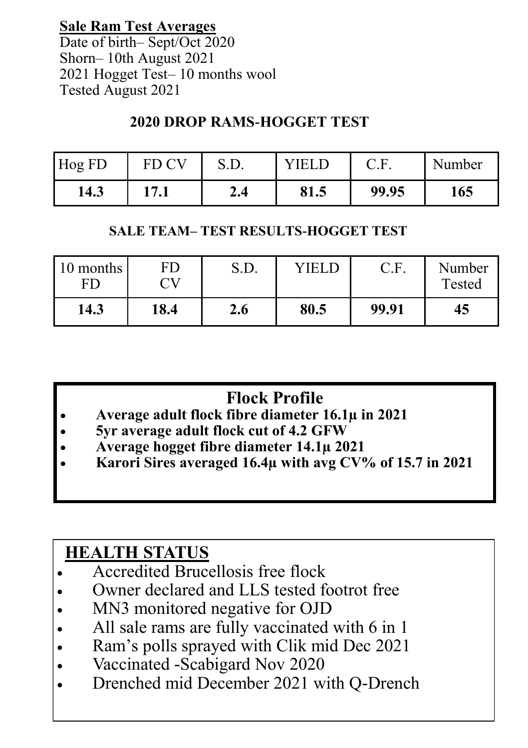**Sale Ram Test Averages**

Date of birth– Sept/Oct 2020
Shorn– 10th August 2021
2021 Hogget Test– 10 months wool
Tested August 2021

### 2020 DROP RAMS-HOGGET TEST

| Hog FD | FD CV | S.D. | YIELD | C.F. | Number |
|---|---|---|---|---|---|
| **14.3** | **17.1** | **2.4** | **81.5** | **99.95** | **165** |

### SALE TEAM– TEST RESULTS-HOGGET TEST

| 10 months FD | FD CV | S.D. | YIELD | C.F. | Number Tested |
|---|---|---|---|---|---|
| **14.3** | **18.4** | **2.6** | **80.5** | **99.91** | **45** |

## Flock Profile

- **Average adult flock fibre diameter 16.1µ in 2021**
- **5yr average adult flock cut of 4.2 GFW**
- **Average hogget fibre diameter 14.1µ 2021**
- **Karori Sires averaged 16.4µ with avg CV% of 15.7 in 2021**

## HEALTH STATUS

- Accredited Brucellosis free flock
- Owner declared and LLS tested footrot free
- MN3 monitored negative for OJD
- All sale rams are fully vaccinated with 6 in 1
- Ram's polls sprayed with Clik mid Dec 2021
- Vaccinated -Scabigard Nov 2020
- Drenched mid December 2021 with Q-Drench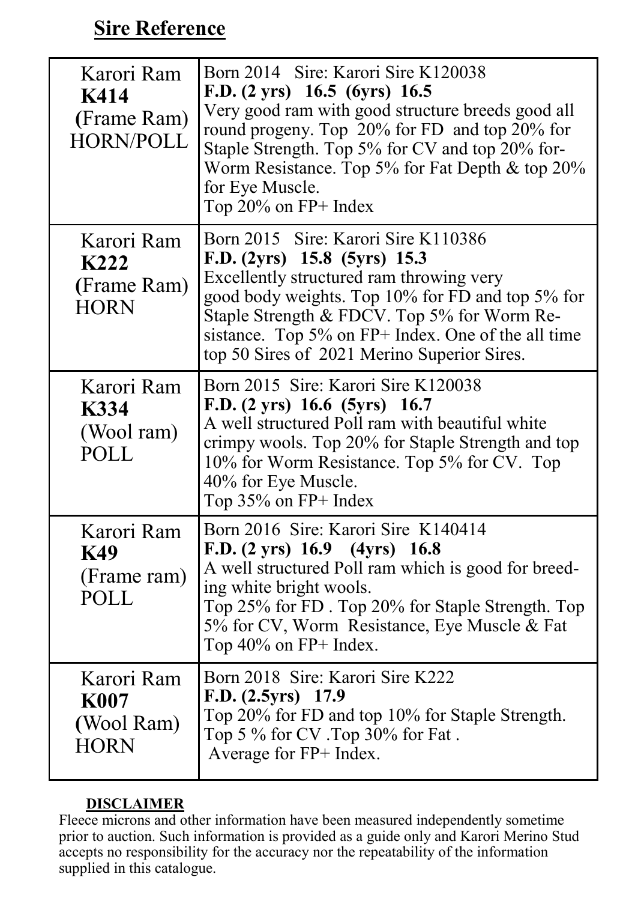## Sire Reference

| | |
|---|---|
| Karori Ram **K414** (Frame Ram) HORN/POLL | Born 2014 Sire: Karori Sire K120038 **F.D. (2 yrs) 16.5 (6yrs) 16.5** Very good ram with good structure breeds good all round progeny. Top 20% for FD and top 20% for Staple Strength. Top 5% for CV and top 20% for- Worm Resistance. Top 5% for Fat Depth & top 20% for Eye Muscle. Top 20% on FP+ Index |
| Karori Ram **K222** (Frame Ram) HORN | Born 2015 Sire: Karori Sire K110386 **F.D. (2yrs) 15.8 (5yrs) 15.3** Excellently structured ram throwing very good body weights. Top 10% for FD and top 5% for Staple Strength & FDCV. Top 5% for Worm Re- sistance. Top 5% on FP+ Index. One of the all time top 50 Sires of 2021 Merino Superior Sires. |
| Karori Ram **K334** (Wool ram) POLL | Born 2015 Sire: Karori Sire K120038 **F.D. (2 yrs) 16.6 (5yrs) 16.7** A well structured Poll ram with beautiful white crimpy wools. Top 20% for Staple Strength and top 10% for Worm Resistance. Top 5% for CV. Top 40% for Eye Muscle. Top 35% on FP+ Index |
| Karori Ram **K49** (Frame ram) POLL | Born 2016 Sire: Karori Sire K140414 **F.D. (2 yrs) 16.9 (4yrs) 16.8** A well structured Poll ram which is good for breed- ing white bright wools. Top 25% for FD . Top 20% for Staple Strength. Top 5% for CV, Worm Resistance, Eye Muscle & Fat Top 40% on FP+ Index. |
| Karori Ram **K007** (Wool Ram) HORN | Born 2018 Sire: Karori Sire K222 **F.D. (2.5yrs) 17.9** Top 20% for FD and top 10% for Staple Strength. Top 5 % for CV .Top 30% for Fat . Average for FP+ Index. |

**DISCLAIMER**

Fleece microns and other information have been measured independently sometime prior to auction. Such information is provided as a guide only and Karori Merino Stud accepts no responsibility for the accuracy nor the repeatability of the information supplied in this catalogue.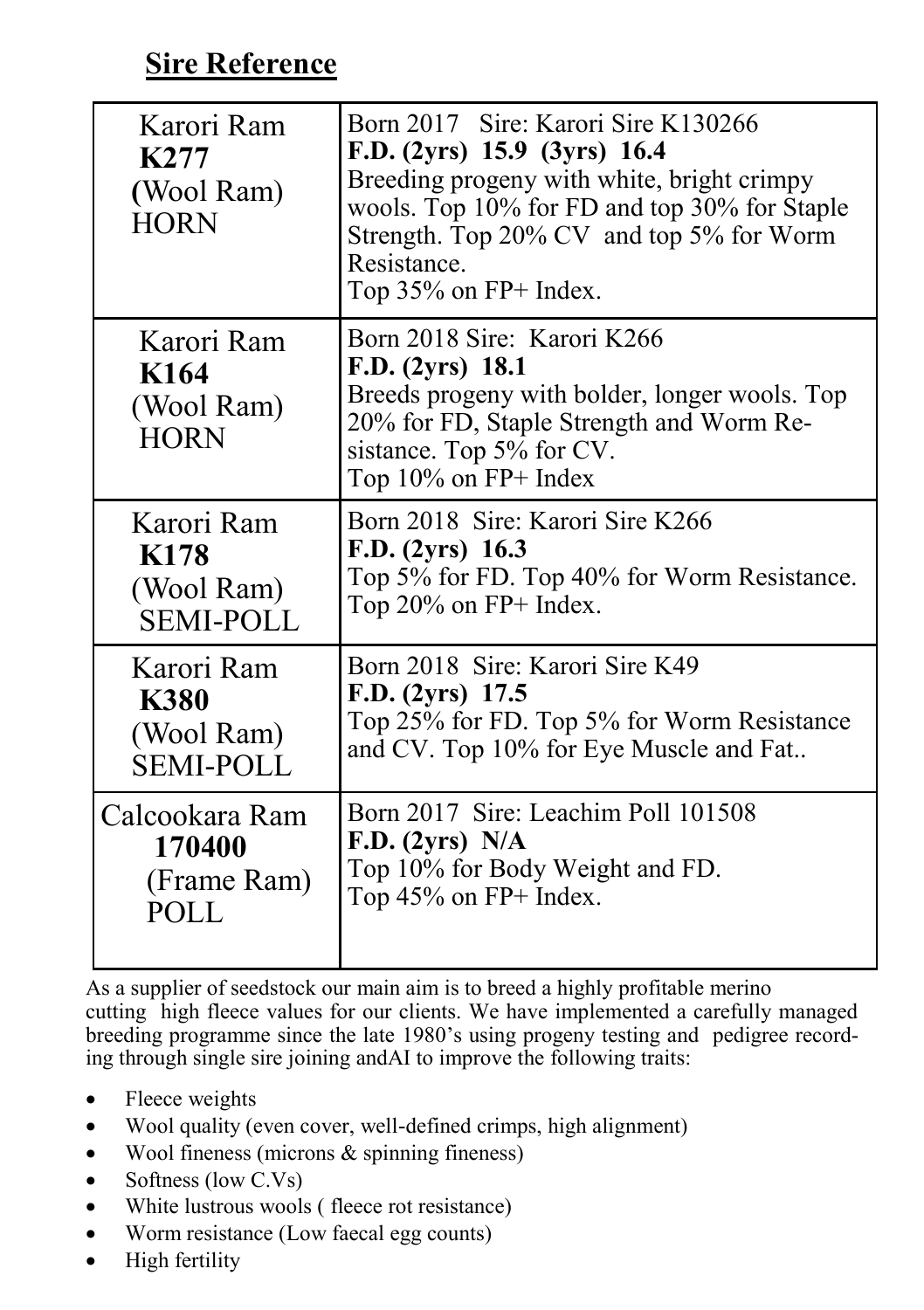## Sire Reference

| | |
|---|---|
| Karori Ram **K277** (Wool Ram) HORN | Born 2017 Sire: Karori Sire K130266 **F.D. (2yrs) 15.9 (3yrs) 16.4** Breeding progeny with white, bright crimpy wools. Top 10% for FD and top 30% for Staple Strength. Top 20% CV and top 5% for Worm Resistance. Top 35% on FP+ Index. |
| Karori Ram **K164** (Wool Ram) HORN | Born 2018 Sire: Karori K266 **F.D. (2yrs) 18.1** Breeds progeny with bolder, longer wools. Top 20% for FD, Staple Strength and Worm Resistance. Top 5% for CV. Top 10% on FP+ Index |
| Karori Ram **K178** (Wool Ram) SEMI-POLL | Born 2018 Sire: Karori Sire K266 **F.D. (2yrs) 16.3** Top 5% for FD. Top 40% for Worm Resistance. Top 20% on FP+ Index. |
| Karori Ram **K380** (Wool Ram) SEMI-POLL | Born 2018 Sire: Karori Sire K49 **F.D. (2yrs) 17.5** Top 25% for FD. Top 5% for Worm Resistance and CV. Top 10% for Eye Muscle and Fat.. |
| Calcookara Ram **170400** (Frame Ram) POLL | Born 2017 Sire: Leachim Poll 101508 **F.D. (2yrs) N/A** Top 10% for Body Weight and FD. Top 45% on FP+ Index. |

As a supplier of seedstock our main aim is to breed a highly profitable merino cutting high fleece values for our clients. We have implemented a carefully managed breeding programme since the late 1980's using progeny testing and pedigree recording through single sire joining andAI to improve the following traits:

- Fleece weights
- Wool quality (even cover, well-defined crimps, high alignment)
- Wool fineness (microns & spinning fineness)
- Softness (low C.Vs)
- White lustrous wools ( fleece rot resistance)
- Worm resistance (Low faecal egg counts)
- High fertility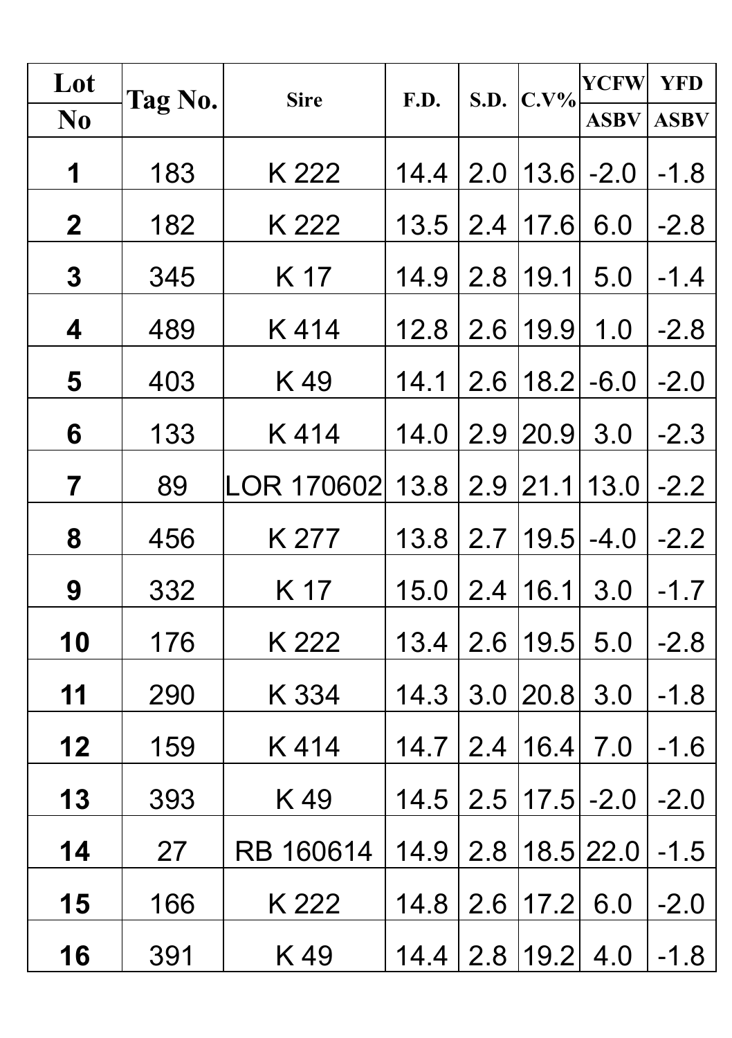| Lot No | Tag No. | Sire | F.D. | S.D. | C.V% | YCFW ASBV | YFD ASBV |
|---|---|---|---|---|---|---|---|
| 1 | 183 | K 222 | 14.4 | 2.0 | 13.6 | -2.0 | -1.8 |
| 2 | 182 | K 222 | 13.5 | 2.4 | 17.6 | 6.0 | -2.8 |
| 3 | 345 | K 17 | 14.9 | 2.8 | 19.1 | 5.0 | -1.4 |
| 4 | 489 | K 414 | 12.8 | 2.6 | 19.9 | 1.0 | -2.8 |
| 5 | 403 | K 49 | 14.1 | 2.6 | 18.2 | -6.0 | -2.0 |
| 6 | 133 | K 414 | 14.0 | 2.9 | 20.9 | 3.0 | -2.3 |
| 7 | 89 | LOR 170602 | 13.8 | 2.9 | 21.1 | 13.0 | -2.2 |
| 8 | 456 | K 277 | 13.8 | 2.7 | 19.5 | -4.0 | -2.2 |
| 9 | 332 | K 17 | 15.0 | 2.4 | 16.1 | 3.0 | -1.7 |
| 10 | 176 | K 222 | 13.4 | 2.6 | 19.5 | 5.0 | -2.8 |
| 11 | 290 | K 334 | 14.3 | 3.0 | 20.8 | 3.0 | -1.8 |
| 12 | 159 | K 414 | 14.7 | 2.4 | 16.4 | 7.0 | -1.6 |
| 13 | 393 | K 49 | 14.5 | 2.5 | 17.5 | -2.0 | -2.0 |
| 14 | 27 | RB 160614 | 14.9 | 2.8 | 18.5 | 22.0 | -1.5 |
| 15 | 166 | K 222 | 14.8 | 2.6 | 17.2 | 6.0 | -2.0 |
| 16 | 391 | K 49 | 14.4 | 2.8 | 19.2 | 4.0 | -1.8 |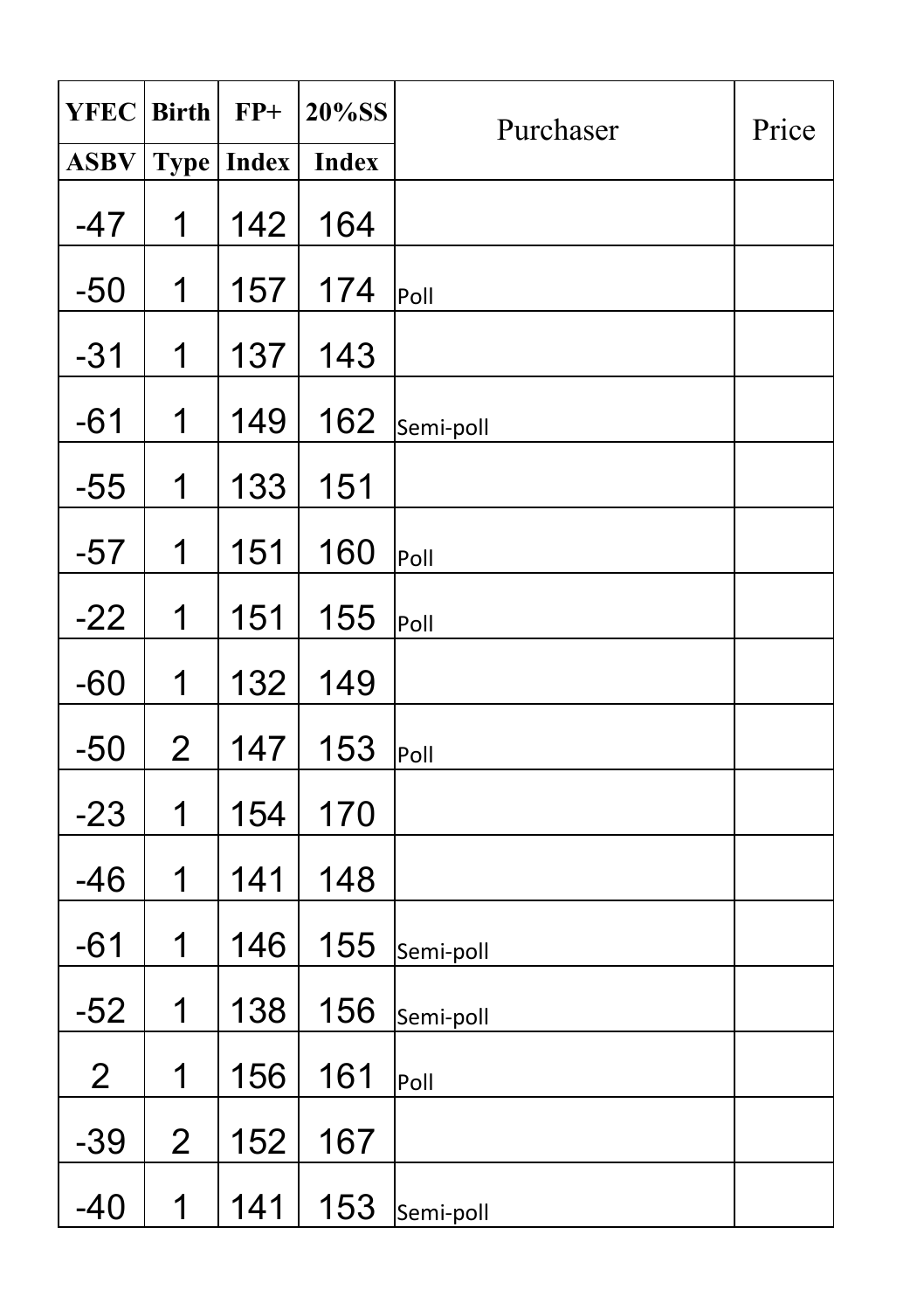| YFEC ASBV | Birth Type | FP+ Index | 20%SS Index | Purchaser | Price |
|---|---|---|---|---|---|
| -47 | 1 | 142 | 164 | | |
| -50 | 1 | 157 | 174 | Poll | |
| -31 | 1 | 137 | 143 | | |
| -61 | 1 | 149 | 162 | Semi-poll | |
| -55 | 1 | 133 | 151 | | |
| -57 | 1 | 151 | 160 | Poll | |
| -22 | 1 | 151 | 155 | Poll | |
| -60 | 1 | 132 | 149 | | |
| -50 | 2 | 147 | 153 | Poll | |
| -23 | 1 | 154 | 170 | | |
| -46 | 1 | 141 | 148 | | |
| -61 | 1 | 146 | 155 | Semi-poll | |
| -52 | 1 | 138 | 156 | Semi-poll | |
| 2 | 1 | 156 | 161 | Poll | |
| -39 | 2 | 152 | 167 | | |
| -40 | 1 | 141 | 153 | Semi-poll | |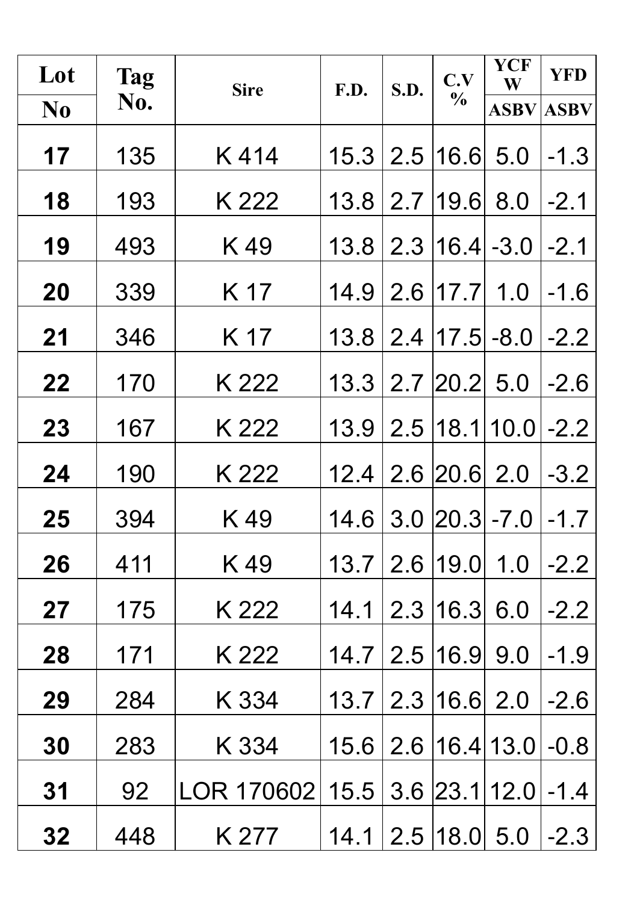| Lot No | Tag No. | Sire | F.D. | S.D. | C.V % | YCFW ASBV | YFD ASBV |
|---|---|---|---|---|---|---|---|
| **17** | 135 | K 414 | 15.3 | 2.5 | 16.6 | 5.0 | -1.3 |
| **18** | 193 | K 222 | 13.8 | 2.7 | 19.6 | 8.0 | -2.1 |
| **19** | 493 | K 49 | 13.8 | 2.3 | 16.4 | -3.0 | -2.1 |
| **20** | 339 | K 17 | 14.9 | 2.6 | 17.7 | 1.0 | -1.6 |
| **21** | 346 | K 17 | 13.8 | 2.4 | 17.5 | -8.0 | -2.2 |
| **22** | 170 | K 222 | 13.3 | 2.7 | 20.2 | 5.0 | -2.6 |
| **23** | 167 | K 222 | 13.9 | 2.5 | 18.1 | 10.0 | -2.2 |
| **24** | 190 | K 222 | 12.4 | 2.6 | 20.6 | 2.0 | -3.2 |
| **25** | 394 | K 49 | 14.6 | 3.0 | 20.3 | -7.0 | -1.7 |
| **26** | 411 | K 49 | 13.7 | 2.6 | 19.0 | 1.0 | -2.2 |
| **27** | 175 | K 222 | 14.1 | 2.3 | 16.3 | 6.0 | -2.2 |
| **28** | 171 | K 222 | 14.7 | 2.5 | 16.9 | 9.0 | -1.9 |
| **29** | 284 | K 334 | 13.7 | 2.3 | 16.6 | 2.0 | -2.6 |
| **30** | 283 | K 334 | 15.6 | 2.6 | 16.4 | 13.0 | -0.8 |
| **31** | 92 | LOR 170602 | 15.5 | 3.6 | 23.1 | 12.0 | -1.4 |
| **32** | 448 | K 277 | 14.1 | 2.5 | 18.0 | 5.0 | -2.3 |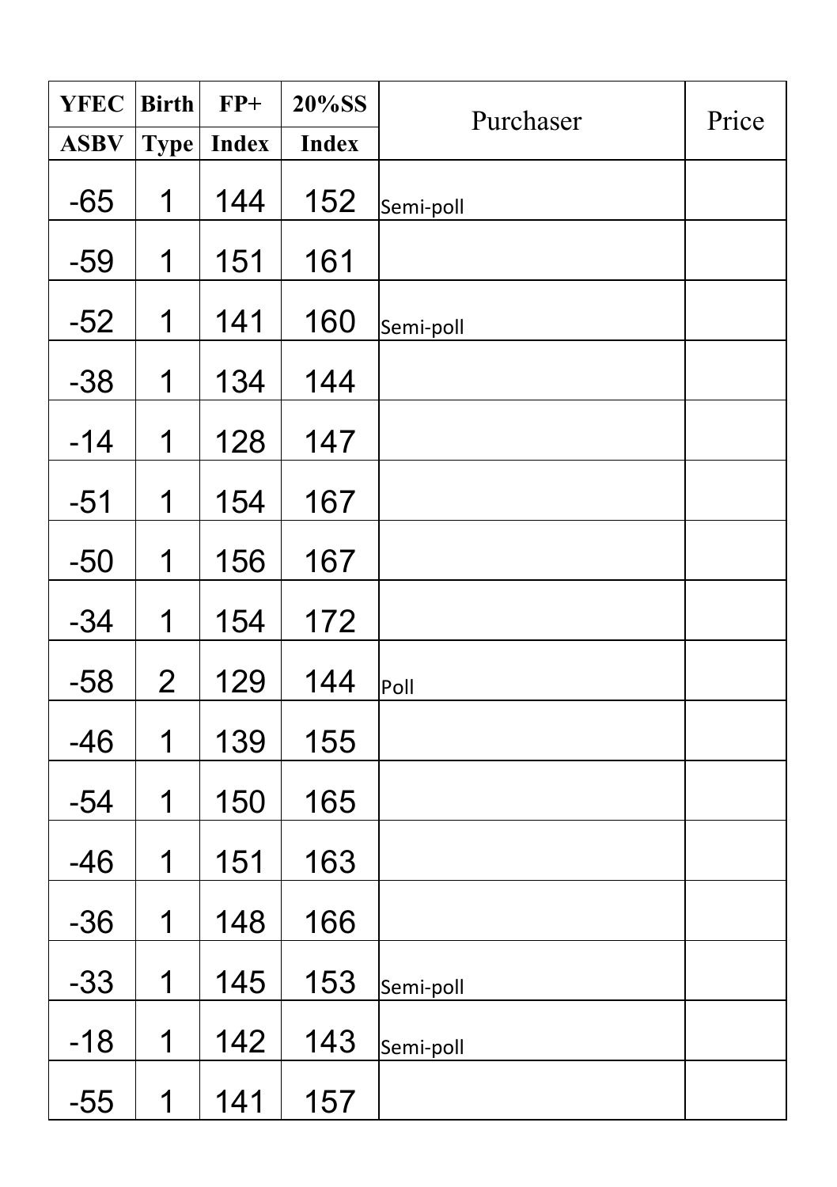| YFEC ASBV | Birth Type | FP+ Index | 20%SS Index | Purchaser | Price |
|---|---|---|---|---|---|
| -65 | 1 | 144 | 152 | Semi-poll | |
| -59 | 1 | 151 | 161 | | |
| -52 | 1 | 141 | 160 | Semi-poll | |
| -38 | 1 | 134 | 144 | | |
| -14 | 1 | 128 | 147 | | |
| -51 | 1 | 154 | 167 | | |
| -50 | 1 | 156 | 167 | | |
| -34 | 1 | 154 | 172 | | |
| -58 | 2 | 129 | 144 | Poll | |
| -46 | 1 | 139 | 155 | | |
| -54 | 1 | 150 | 165 | | |
| -46 | 1 | 151 | 163 | | |
| -36 | 1 | 148 | 166 | | |
| -33 | 1 | 145 | 153 | Semi-poll | |
| -18 | 1 | 142 | 143 | Semi-poll | |
| -55 | 1 | 141 | 157 | | |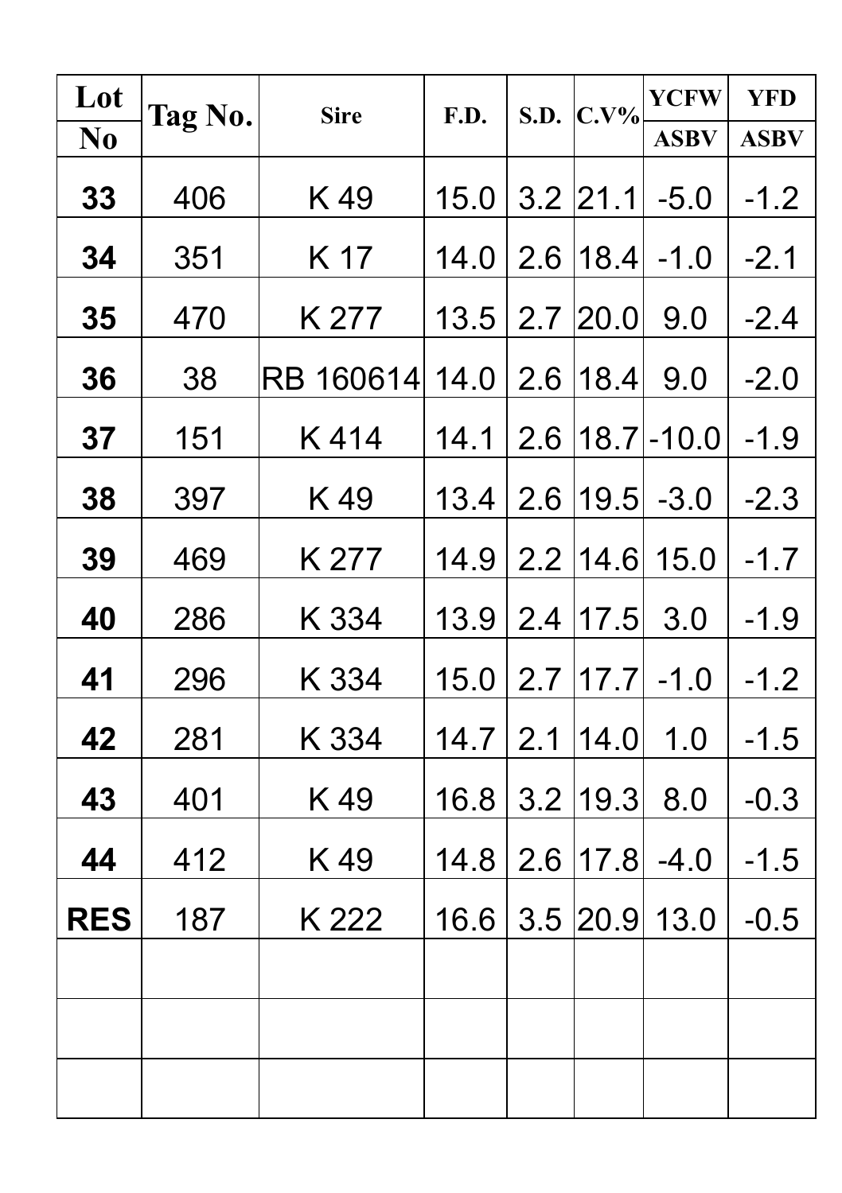| Lot No | Tag No. | Sire | F.D. | S.D. | C.V% | YCFW ASBV | YFD ASBV |
|---|---|---|---|---|---|---|---|
| **33** | 406 | K 49 | 15.0 | 3.2 | 21.1 | -5.0 | -1.2 |
| **34** | 351 | K 17 | 14.0 | 2.6 | 18.4 | -1.0 | -2.1 |
| **35** | 470 | K 277 | 13.5 | 2.7 | 20.0 | 9.0 | -2.4 |
| **36** | 38 | RB 160614 | 14.0 | 2.6 | 18.4 | 9.0 | -2.0 |
| **37** | 151 | K 414 | 14.1 | 2.6 | 18.7 | -10.0 | -1.9 |
| **38** | 397 | K 49 | 13.4 | 2.6 | 19.5 | -3.0 | -2.3 |
| **39** | 469 | K 277 | 14.9 | 2.2 | 14.6 | 15.0 | -1.7 |
| **40** | 286 | K 334 | 13.9 | 2.4 | 17.5 | 3.0 | -1.9 |
| **41** | 296 | K 334 | 15.0 | 2.7 | 17.7 | -1.0 | -1.2 |
| **42** | 281 | K 334 | 14.7 | 2.1 | 14.0 | 1.0 | -1.5 |
| **43** | 401 | K 49 | 16.8 | 3.2 | 19.3 | 8.0 | -0.3 |
| **44** | 412 | K 49 | 14.8 | 2.6 | 17.8 | -4.0 | -1.5 |
| **RES** | 187 | K 222 | 16.6 | 3.5 | 20.9 | 13.0 | -0.5 |
| | | | | | | | |
| | | | | | | | |
| | | | | | | | |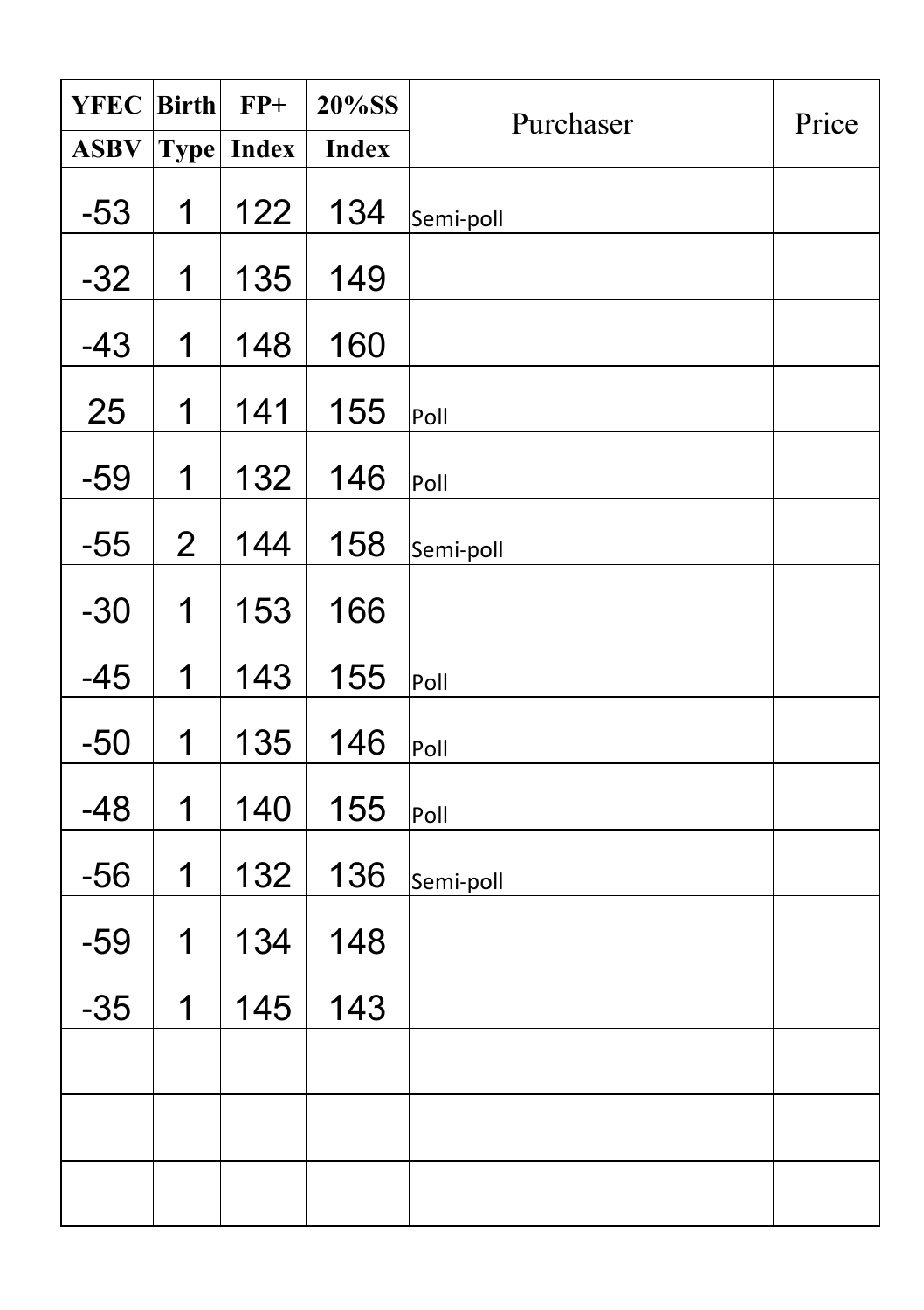| YFEC ASBV | Birth Type | FP+ Index | 20%SS Index | Purchaser | Price |
|---|---|---|---|---|---|
| -53 | 1 | 122 | 134 | Semi-poll | |
| -32 | 1 | 135 | 149 | | |
| -43 | 1 | 148 | 160 | | |
| 25 | 1 | 141 | 155 | Poll | |
| -59 | 1 | 132 | 146 | Poll | |
| -55 | 2 | 144 | 158 | Semi-poll | |
| -30 | 1 | 153 | 166 | | |
| -45 | 1 | 143 | 155 | Poll | |
| -50 | 1 | 135 | 146 | Poll | |
| -48 | 1 | 140 | 155 | Poll | |
| -56 | 1 | 132 | 136 | Semi-poll | |
| -59 | 1 | 134 | 148 | | |
| -35 | 1 | 145 | 143 | | |
| | | | | | |
| | | | | | |
| | | | | | |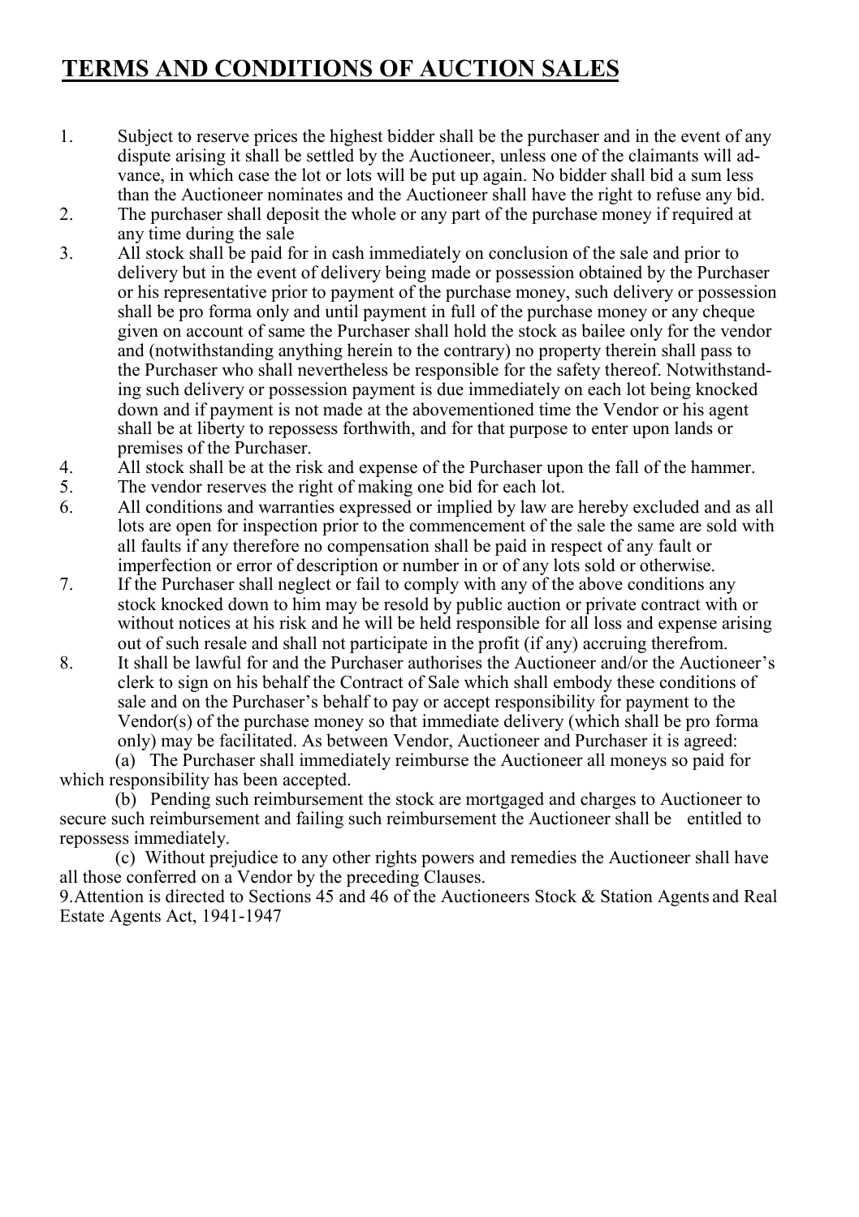# TERMS AND CONDITIONS OF AUCTION SALES

1. Subject to reserve prices the highest bidder shall be the purchaser and in the event of any dispute arising it shall be settled by the Auctioneer, unless one of the claimants will advance, in which case the lot or lots will be put up again. No bidder shall bid a sum less than the Auctioneer nominates and the Auctioneer shall have the right to refuse any bid.
2. The purchaser shall deposit the whole or any part of the purchase money if required at any time during the sale
3. All stock shall be paid for in cash immediately on conclusion of the sale and prior to delivery but in the event of delivery being made or possession obtained by the Purchaser or his representative prior to payment of the purchase money, such delivery or possession shall be pro forma only and until payment in full of the purchase money or any cheque given on account of same the Purchaser shall hold the stock as bailee only for the vendor and (notwithstanding anything herein to the contrary) no property therein shall pass to the Purchaser who shall nevertheless be responsible for the safety thereof. Notwithstanding such delivery or possession payment is due immediately on each lot being knocked down and if payment is not made at the abovementioned time the Vendor or his agent shall be at liberty to repossess forthwith, and for that purpose to enter upon lands or premises of the Purchaser.
4. All stock shall be at the risk and expense of the Purchaser upon the fall of the hammer.
5. The vendor reserves the right of making one bid for each lot.
6. All conditions and warranties expressed or implied by law are hereby excluded and as all lots are open for inspection prior to the commencement of the sale the same are sold with all faults if any therefore no compensation shall be paid in respect of any fault or imperfection or error of description or number in or of any lots sold or otherwise.
7. If the Purchaser shall neglect or fail to comply with any of the above conditions any stock knocked down to him may be resold by public auction or private contract with or without notices at his risk and he will be held responsible for all loss and expense arising out of such resale and shall not participate in the profit (if any) accruing therefrom.
8. It shall be lawful for and the Purchaser authorises the Auctioneer and/or the Auctioneer's clerk to sign on his behalf the Contract of Sale which shall embody these conditions of sale and on the Purchaser's behalf to pay or accept responsibility for payment to the Vendor(s) of the purchase money so that immediate delivery (which shall be pro forma only) may be facilitated. As between Vendor, Auctioneer and Purchaser it is agreed:

   (a) The Purchaser shall immediately reimburse the Auctioneer all moneys so paid for which responsibility has been accepted.

   (b) Pending such reimbursement the stock are mortgaged and charges to Auctioneer to secure such reimbursement and failing such reimbursement the Auctioneer shall be entitled to repossess immediately.

   (c) Without prejudice to any other rights powers and remedies the Auctioneer shall have all those conferred on a Vendor by the preceding Clauses.

9. Attention is directed to Sections 45 and 46 of the Auctioneers Stock & Station Agents and Real Estate Agents Act, 1941-1947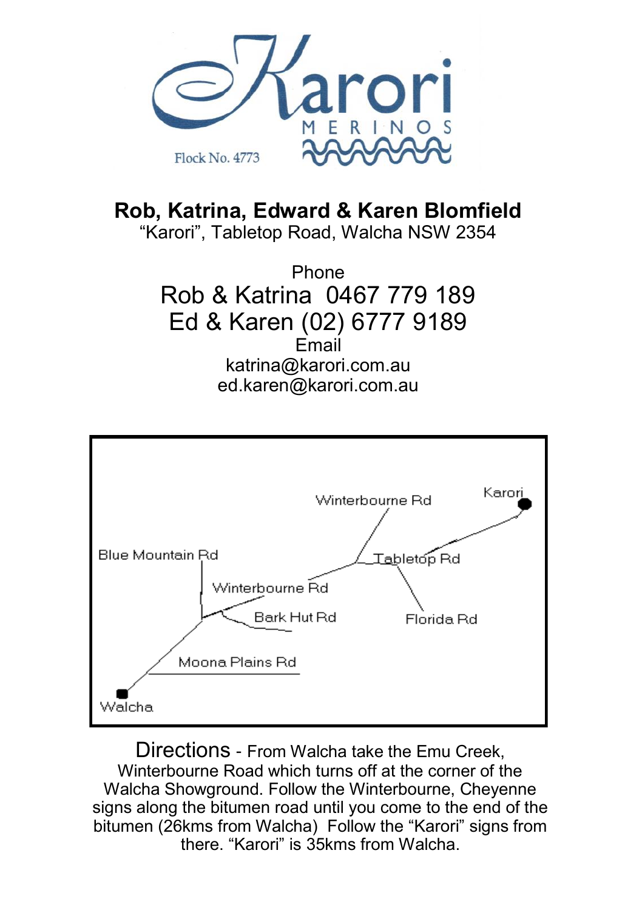Karori

MERINOS

Flock No. 4773

**Rob, Katrina, Edward & Karen Blomfield**
"Karori", Tabletop Road, Walcha NSW 2354

Phone
Rob & Katrina 0467 779 189
Ed & Karen (02) 6777 9189
Email
katrina@karori.com.au
ed.karen@karori.com.au

Winterbourne Rd
Karori
Blue Mountain Rd
Tabletop Rd
Winterbourne Rd
Bark Hut Rd
Florida Rd
Moona Plains Rd
Walcha

Directions - From Walcha take the Emu Creek, Winterbourne Road which turns off at the corner of the Walcha Showground. Follow the Winterbourne, Cheyenne signs along the bitumen road until you come to the end of the bitumen (26kms from Walcha) Follow the "Karori" signs from there. "Karori" is 35kms from Walcha.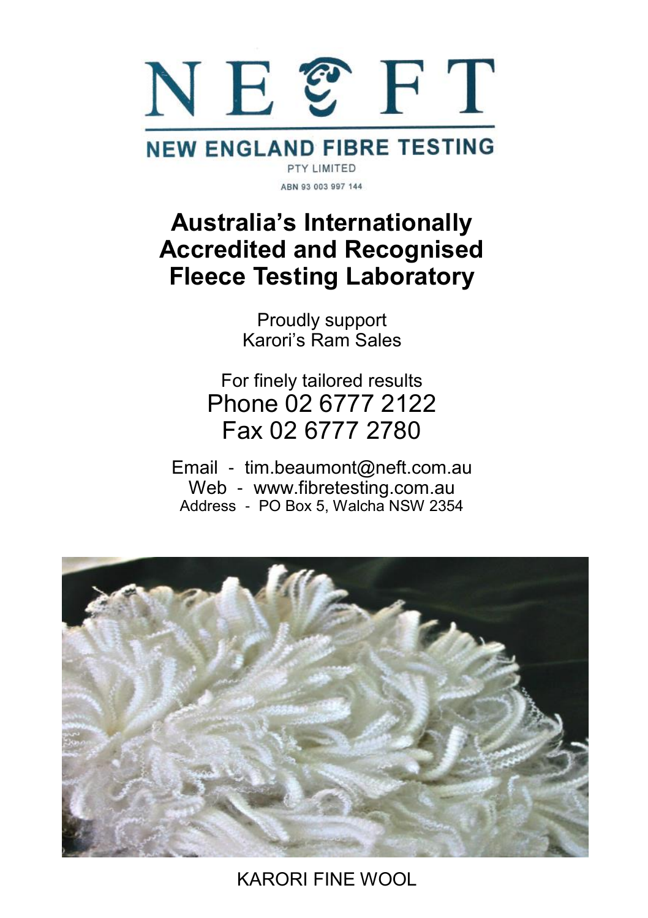# NEFT

## NEW ENGLAND FIBRE TESTING

PTY LIMITED

ABN 93 003 997 144

## Australia's Internationally Accredited and Recognised Fleece Testing Laboratory

Proudly support
Karori's Ram Sales

For finely tailored results
Phone 02 6777 2122
Fax 02 6777 2780

Email - tim.beaumont@neft.com.au
Web - www.fibretesting.com.au
Address - PO Box 5, Walcha NSW 2354

KARORI FINE WOOL